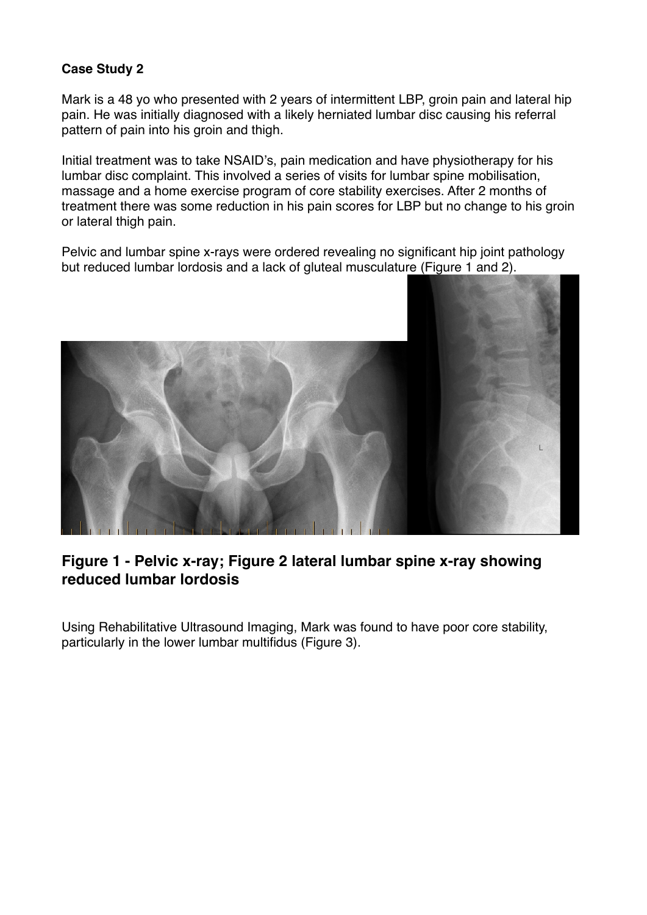**Case Study 2**

Mark is a 48 yo who presented with 2 years of intermittent LBP, groin pain and lateral hip pain. He was initially diagnosed with a likely herniated lumbar disc causing his referral pattern of pain into his groin and thigh.

Initial treatment was to take NSAID's, pain medication and have physiotherapy for his lumbar disc complaint. This involved a series of visits for lumbar spine mobilisation, massage and a home exercise program of core stability exercises. After 2 months of treatment there was some reduction in his pain scores for LBP but no change to his groin or lateral thigh pain.

Pelvic and lumbar spine x-rays were ordered revealing no significant hip joint pathology but reduced lumbar lordosis and a lack of gluteal musculature (Figure 1 and 2).

## Figure 1 - Pelvic x-ray; Figure 2 lateral lumbar spine x-ray showing reduced lumbar lordosis

Using Rehabilitative Ultrasound Imaging, Mark was found to have poor core stability, particularly in the lower lumbar multifidus (Figure 3).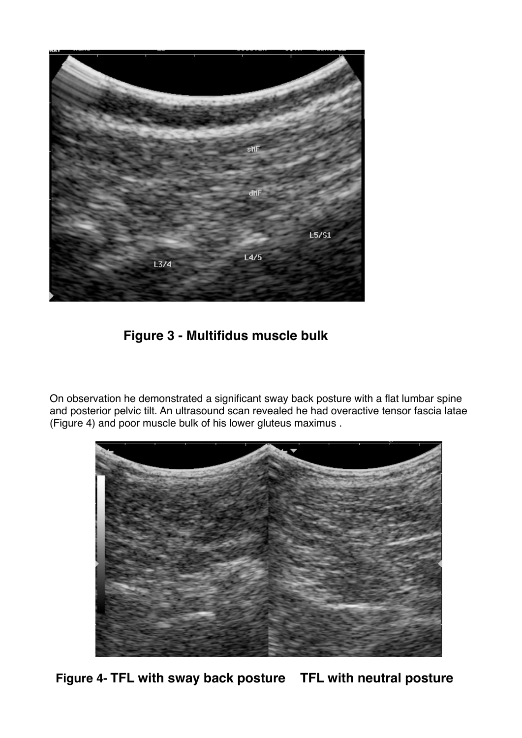**Figure 3 - Multifidus muscle bulk**

On observation he demonstrated a significant sway back posture with a flat lumbar spine and posterior pelvic tilt. An ultrasound scan revealed he had overactive tensor fascia latae (Figure 4) and poor muscle bulk of his lower gluteus maximus .

**Figure 4- TFL with sway back posture    TFL with neutral posture**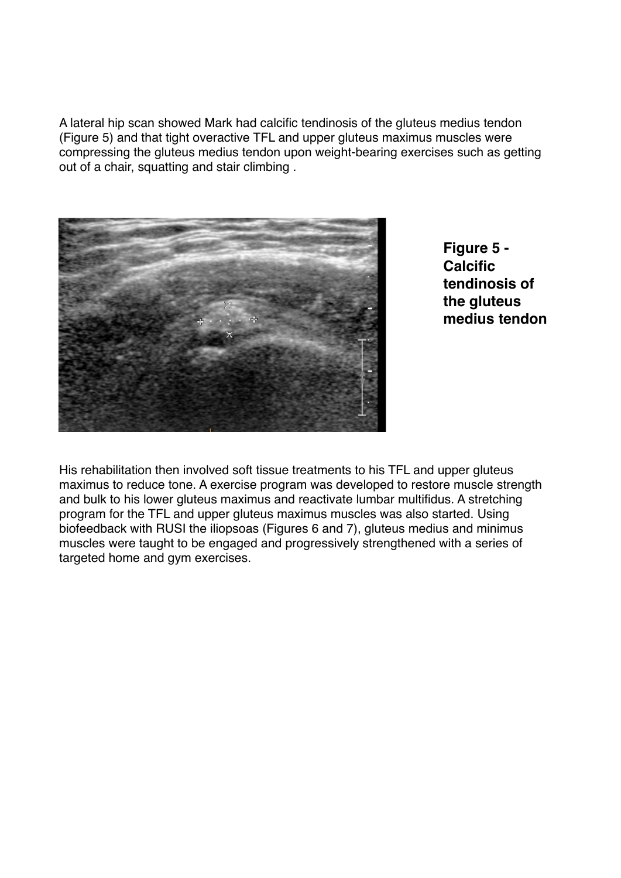A lateral hip scan showed Mark had calcific tendinosis of the gluteus medius tendon (Figure 5) and that tight overactive TFL and upper gluteus maximus muscles were compressing the gluteus medius tendon upon weight-bearing exercises such as getting out of a chair, squatting and stair climbing .

**Figure 5 - Calcific tendinosis of the gluteus medius tendon**

His rehabilitation then involved soft tissue treatments to his TFL and upper gluteus maximus to reduce tone. A exercise program was developed to restore muscle strength and bulk to his lower gluteus maximus and reactivate lumbar multifidus. A stretching program for the TFL and upper gluteus maximus muscles was also started. Using biofeedback with RUSI the iliopsoas (Figures 6 and 7), gluteus medius and minimus muscles were taught to be engaged and progressively strengthened with a series of targeted home and gym exercises.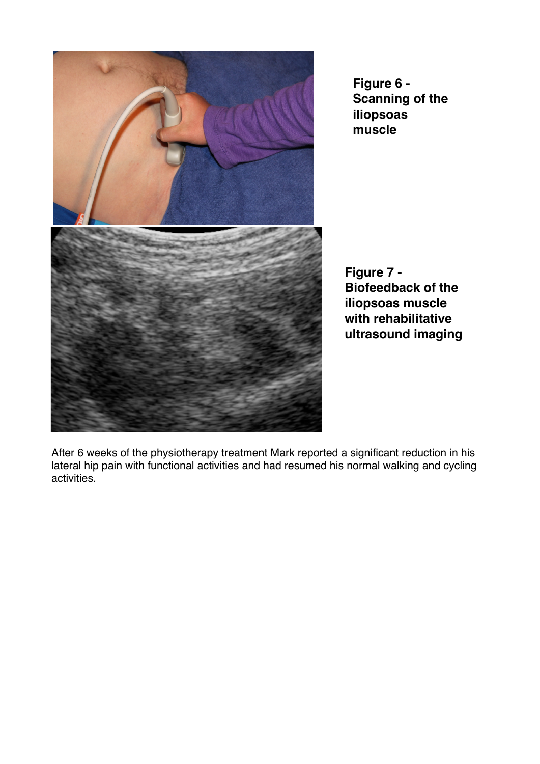**Figure 6 - Scanning of the iliopsoas muscle**

**Figure 7 - Biofeedback of the iliopsoas muscle with rehabilitative ultrasound imaging**

After 6 weeks of the physiotherapy treatment Mark reported a significant reduction in his lateral hip pain with functional activities and had resumed his normal walking and cycling activities.